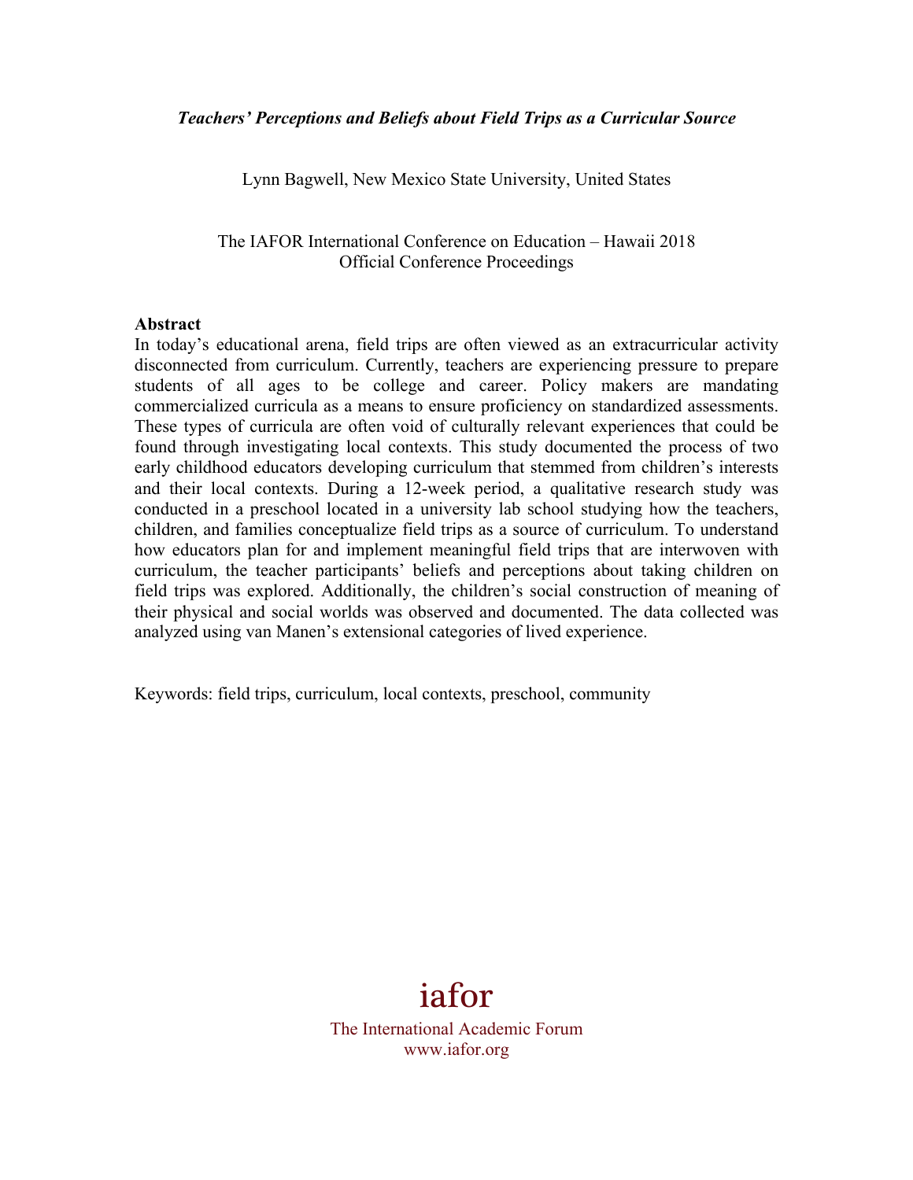***Teachers' Perceptions and Beliefs about Field Trips as a Curricular Source***

Lynn Bagwell, New Mexico State University, United States

The IAFOR International Conference on Education – Hawaii 2018
Official Conference Proceedings

**Abstract**

In today's educational arena, field trips are often viewed as an extracurricular activity disconnected from curriculum. Currently, teachers are experiencing pressure to prepare students of all ages to be college and career. Policy makers are mandating commercialized curricula as a means to ensure proficiency on standardized assessments. These types of curricula are often void of culturally relevant experiences that could be found through investigating local contexts. This study documented the process of two early childhood educators developing curriculum that stemmed from children's interests and their local contexts. During a 12-week period, a qualitative research study was conducted in a preschool located in a university lab school studying how the teachers, children, and families conceptualize field trips as a source of curriculum. To understand how educators plan for and implement meaningful field trips that are interwoven with curriculum, the teacher participants' beliefs and perceptions about taking children on field trips was explored. Additionally, the children's social construction of meaning of their physical and social worlds was observed and documented. The data collected was analyzed using van Manen's extensional categories of lived experience.

Keywords: field trips, curriculum, local contexts, preschool, community

iafor

The International Academic Forum
www.iafor.org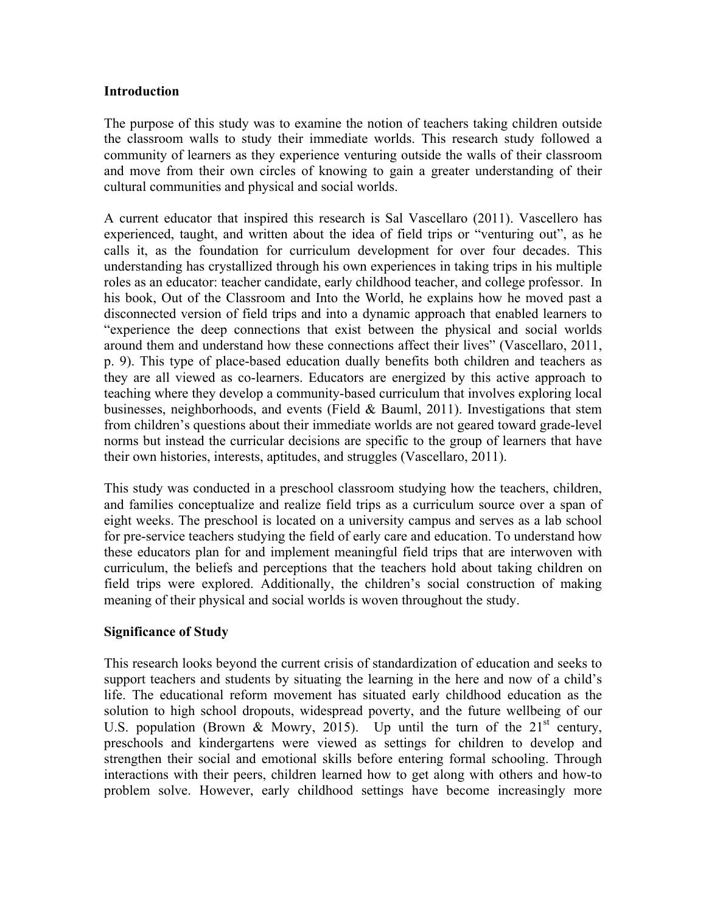## Introduction

The purpose of this study was to examine the notion of teachers taking children outside the classroom walls to study their immediate worlds. This research study followed a community of learners as they experience venturing outside the walls of their classroom and move from their own circles of knowing to gain a greater understanding of their cultural communities and physical and social worlds.

A current educator that inspired this research is Sal Vascellaro (2011). Vascellero has experienced, taught, and written about the idea of field trips or "venturing out", as he calls it, as the foundation for curriculum development for over four decades. This understanding has crystallized through his own experiences in taking trips in his multiple roles as an educator: teacher candidate, early childhood teacher, and college professor. In his book, Out of the Classroom and Into the World, he explains how he moved past a disconnected version of field trips and into a dynamic approach that enabled learners to "experience the deep connections that exist between the physical and social worlds around them and understand how these connections affect their lives" (Vascellaro, 2011, p. 9). This type of place-based education dually benefits both children and teachers as they are all viewed as co-learners. Educators are energized by this active approach to teaching where they develop a community-based curriculum that involves exploring local businesses, neighborhoods, and events (Field & Bauml, 2011). Investigations that stem from children's questions about their immediate worlds are not geared toward grade-level norms but instead the curricular decisions are specific to the group of learners that have their own histories, interests, aptitudes, and struggles (Vascellaro, 2011).

This study was conducted in a preschool classroom studying how the teachers, children, and families conceptualize and realize field trips as a curriculum source over a span of eight weeks. The preschool is located on a university campus and serves as a lab school for pre-service teachers studying the field of early care and education. To understand how these educators plan for and implement meaningful field trips that are interwoven with curriculum, the beliefs and perceptions that the teachers hold about taking children on field trips were explored. Additionally, the children's social construction of making meaning of their physical and social worlds is woven throughout the study.

## Significance of Study

This research looks beyond the current crisis of standardization of education and seeks to support teachers and students by situating the learning in the here and now of a child's life. The educational reform movement has situated early childhood education as the solution to high school dropouts, widespread poverty, and the future wellbeing of our U.S. population (Brown & Mowry, 2015). Up until the turn of the 21st century, preschools and kindergartens were viewed as settings for children to develop and strengthen their social and emotional skills before entering formal schooling. Through interactions with their peers, children learned how to get along with others and how-to problem solve. However, early childhood settings have become increasingly more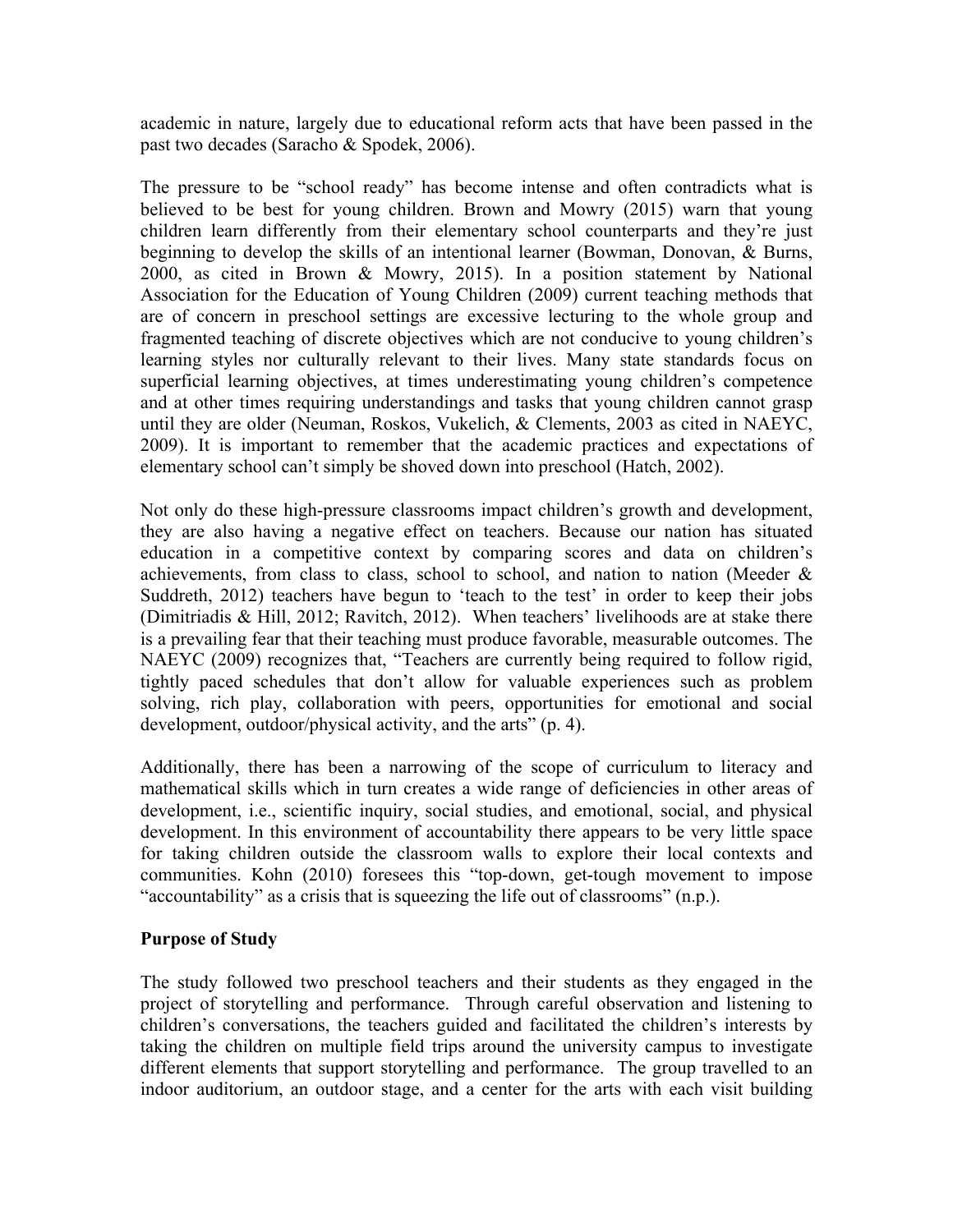academic in nature, largely due to educational reform acts that have been passed in the past two decades (Saracho & Spodek, 2006).

The pressure to be "school ready" has become intense and often contradicts what is believed to be best for young children. Brown and Mowry (2015) warn that young children learn differently from their elementary school counterparts and they're just beginning to develop the skills of an intentional learner (Bowman, Donovan, & Burns, 2000, as cited in Brown & Mowry, 2015). In a position statement by National Association for the Education of Young Children (2009) current teaching methods that are of concern in preschool settings are excessive lecturing to the whole group and fragmented teaching of discrete objectives which are not conducive to young children's learning styles nor culturally relevant to their lives. Many state standards focus on superficial learning objectives, at times underestimating young children's competence and at other times requiring understandings and tasks that young children cannot grasp until they are older (Neuman, Roskos, Vukelich, & Clements, 2003 as cited in NAEYC, 2009). It is important to remember that the academic practices and expectations of elementary school can't simply be shoved down into preschool (Hatch, 2002).

Not only do these high-pressure classrooms impact children's growth and development, they are also having a negative effect on teachers. Because our nation has situated education in a competitive context by comparing scores and data on children's achievements, from class to class, school to school, and nation to nation (Meeder & Suddreth, 2012) teachers have begun to 'teach to the test' in order to keep their jobs (Dimitriadis & Hill, 2012; Ravitch, 2012). When teachers' livelihoods are at stake there is a prevailing fear that their teaching must produce favorable, measurable outcomes. The NAEYC (2009) recognizes that, "Teachers are currently being required to follow rigid, tightly paced schedules that don't allow for valuable experiences such as problem solving, rich play, collaboration with peers, opportunities for emotional and social development, outdoor/physical activity, and the arts" (p. 4).

Additionally, there has been a narrowing of the scope of curriculum to literacy and mathematical skills which in turn creates a wide range of deficiencies in other areas of development, i.e., scientific inquiry, social studies, and emotional, social, and physical development. In this environment of accountability there appears to be very little space for taking children outside the classroom walls to explore their local contexts and communities. Kohn (2010) foresees this "top-down, get-tough movement to impose "accountability" as a crisis that is squeezing the life out of classrooms" (n.p.).

**Purpose of Study**

The study followed two preschool teachers and their students as they engaged in the project of storytelling and performance. Through careful observation and listening to children's conversations, the teachers guided and facilitated the children's interests by taking the children on multiple field trips around the university campus to investigate different elements that support storytelling and performance. The group travelled to an indoor auditorium, an outdoor stage, and a center for the arts with each visit building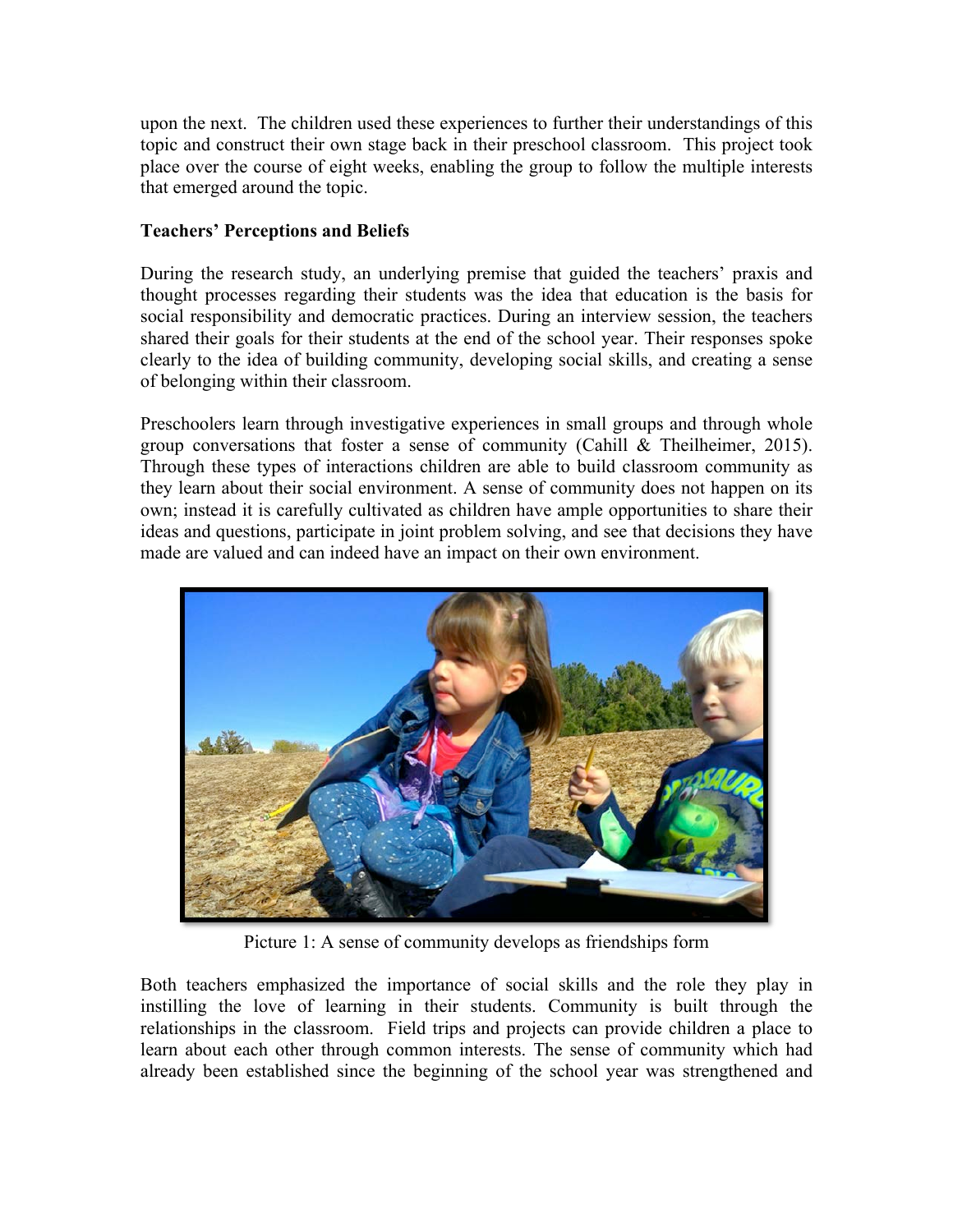upon the next. The children used these experiences to further their understandings of this topic and construct their own stage back in their preschool classroom. This project took place over the course of eight weeks, enabling the group to follow the multiple interests that emerged around the topic.

**Teachers' Perceptions and Beliefs**

During the research study, an underlying premise that guided the teachers' praxis and thought processes regarding their students was the idea that education is the basis for social responsibility and democratic practices. During an interview session, the teachers shared their goals for their students at the end of the school year. Their responses spoke clearly to the idea of building community, developing social skills, and creating a sense of belonging within their classroom.

Preschoolers learn through investigative experiences in small groups and through whole group conversations that foster a sense of community (Cahill & Theilheimer, 2015). Through these types of interactions children are able to build classroom community as they learn about their social environment. A sense of community does not happen on its own; instead it is carefully cultivated as children have ample opportunities to share their ideas and questions, participate in joint problem solving, and see that decisions they have made are valued and can indeed have an impact on their own environment.

Picture 1: A sense of community develops as friendships form

Both teachers emphasized the importance of social skills and the role they play in instilling the love of learning in their students. Community is built through the relationships in the classroom. Field trips and projects can provide children a place to learn about each other through common interests. The sense of community which had already been established since the beginning of the school year was strengthened and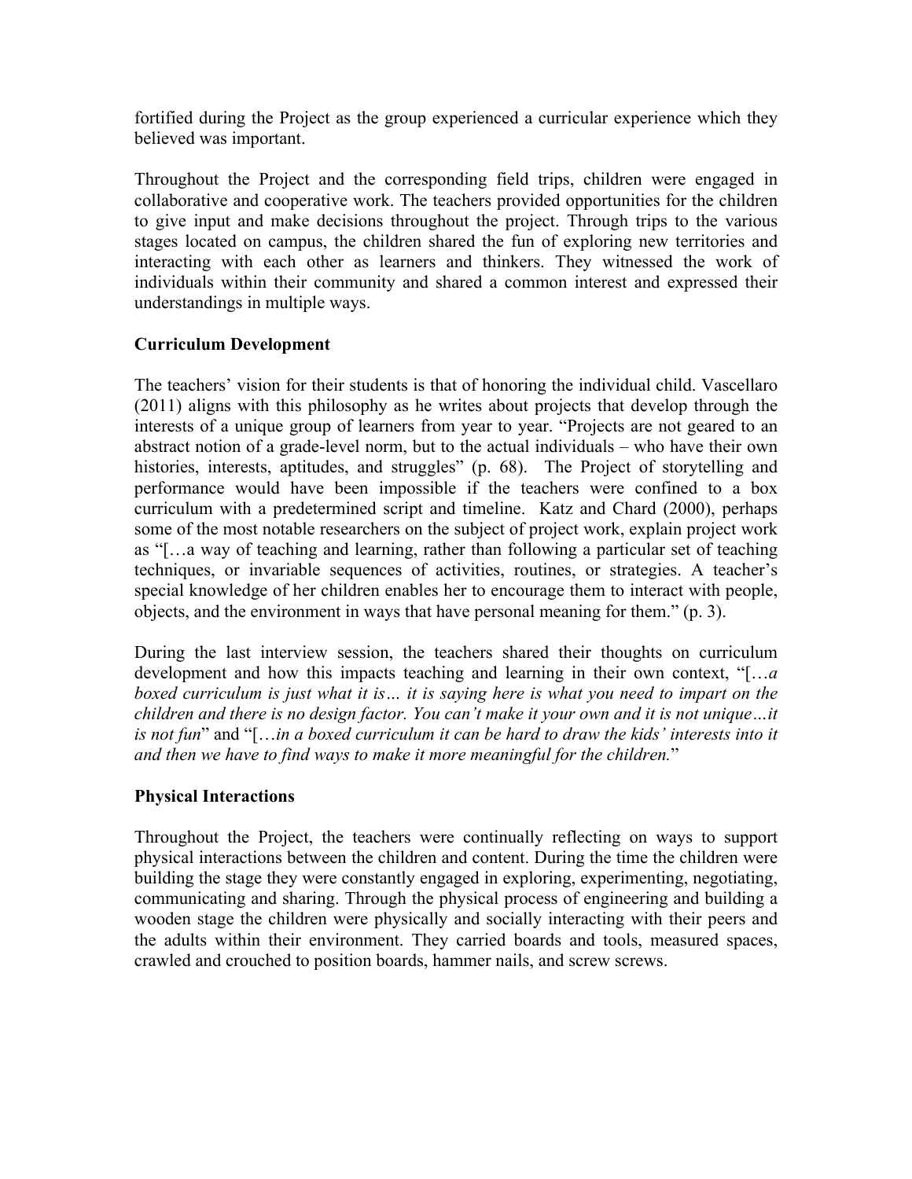fortified during the Project as the group experienced a curricular experience which they believed was important.

Throughout the Project and the corresponding field trips, children were engaged in collaborative and cooperative work. The teachers provided opportunities for the children to give input and make decisions throughout the project. Through trips to the various stages located on campus, the children shared the fun of exploring new territories and interacting with each other as learners and thinkers. They witnessed the work of individuals within their community and shared a common interest and expressed their understandings in multiple ways.

**Curriculum Development**

The teachers' vision for their students is that of honoring the individual child. Vascellaro (2011) aligns with this philosophy as he writes about projects that develop through the interests of a unique group of learners from year to year. "Projects are not geared to an abstract notion of a grade-level norm, but to the actual individuals – who have their own histories, interests, aptitudes, and struggles" (p. 68). The Project of storytelling and performance would have been impossible if the teachers were confined to a box curriculum with a predetermined script and timeline. Katz and Chard (2000), perhaps some of the most notable researchers on the subject of project work, explain project work as "[…a way of teaching and learning, rather than following a particular set of teaching techniques, or invariable sequences of activities, routines, or strategies. A teacher's special knowledge of her children enables her to encourage them to interact with people, objects, and the environment in ways that have personal meaning for them." (p. 3).

During the last interview session, the teachers shared their thoughts on curriculum development and how this impacts teaching and learning in their own context, "[…*a boxed curriculum is just what it is… it is saying here is what you need to impart on the children and there is no design factor. You can't make it your own and it is not unique…it is not fun*" and "[…*in a boxed curriculum it can be hard to draw the kids' interests into it and then we have to find ways to make it more meaningful for the children.*"

**Physical Interactions**

Throughout the Project, the teachers were continually reflecting on ways to support physical interactions between the children and content. During the time the children were building the stage they were constantly engaged in exploring, experimenting, negotiating, communicating and sharing. Through the physical process of engineering and building a wooden stage the children were physically and socially interacting with their peers and the adults within their environment. They carried boards and tools, measured spaces, crawled and crouched to position boards, hammer nails, and screw screws.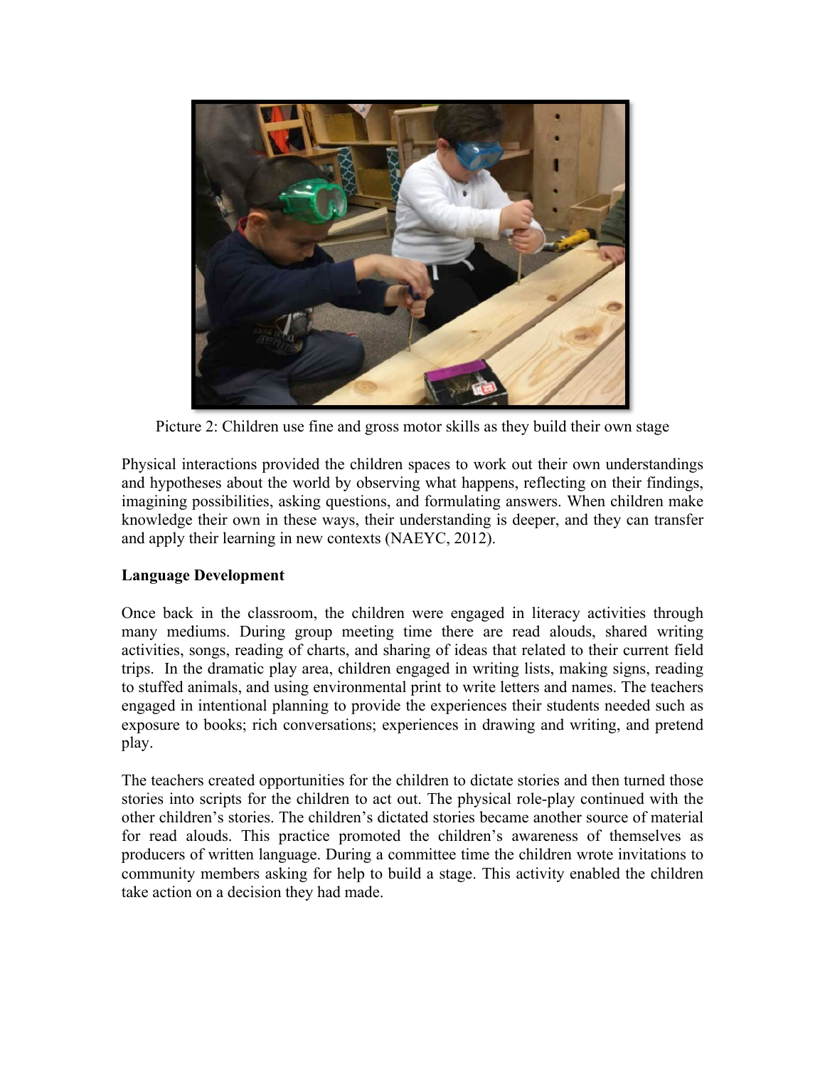Picture 2: Children use fine and gross motor skills as they build their own stage

Physical interactions provided the children spaces to work out their own understandings and hypotheses about the world by observing what happens, reflecting on their findings, imagining possibilities, asking questions, and formulating answers. When children make knowledge their own in these ways, their understanding is deeper, and they can transfer and apply their learning in new contexts (NAEYC, 2012).

**Language Development**

Once back in the classroom, the children were engaged in literacy activities through many mediums. During group meeting time there are read alouds, shared writing activities, songs, reading of charts, and sharing of ideas that related to their current field trips. In the dramatic play area, children engaged in writing lists, making signs, reading to stuffed animals, and using environmental print to write letters and names. The teachers engaged in intentional planning to provide the experiences their students needed such as exposure to books; rich conversations; experiences in drawing and writing, and pretend play.

The teachers created opportunities for the children to dictate stories and then turned those stories into scripts for the children to act out. The physical role-play continued with the other children's stories. The children's dictated stories became another source of material for read alouds. This practice promoted the children's awareness of themselves as producers of written language. During a committee time the children wrote invitations to community members asking for help to build a stage. This activity enabled the children take action on a decision they had made.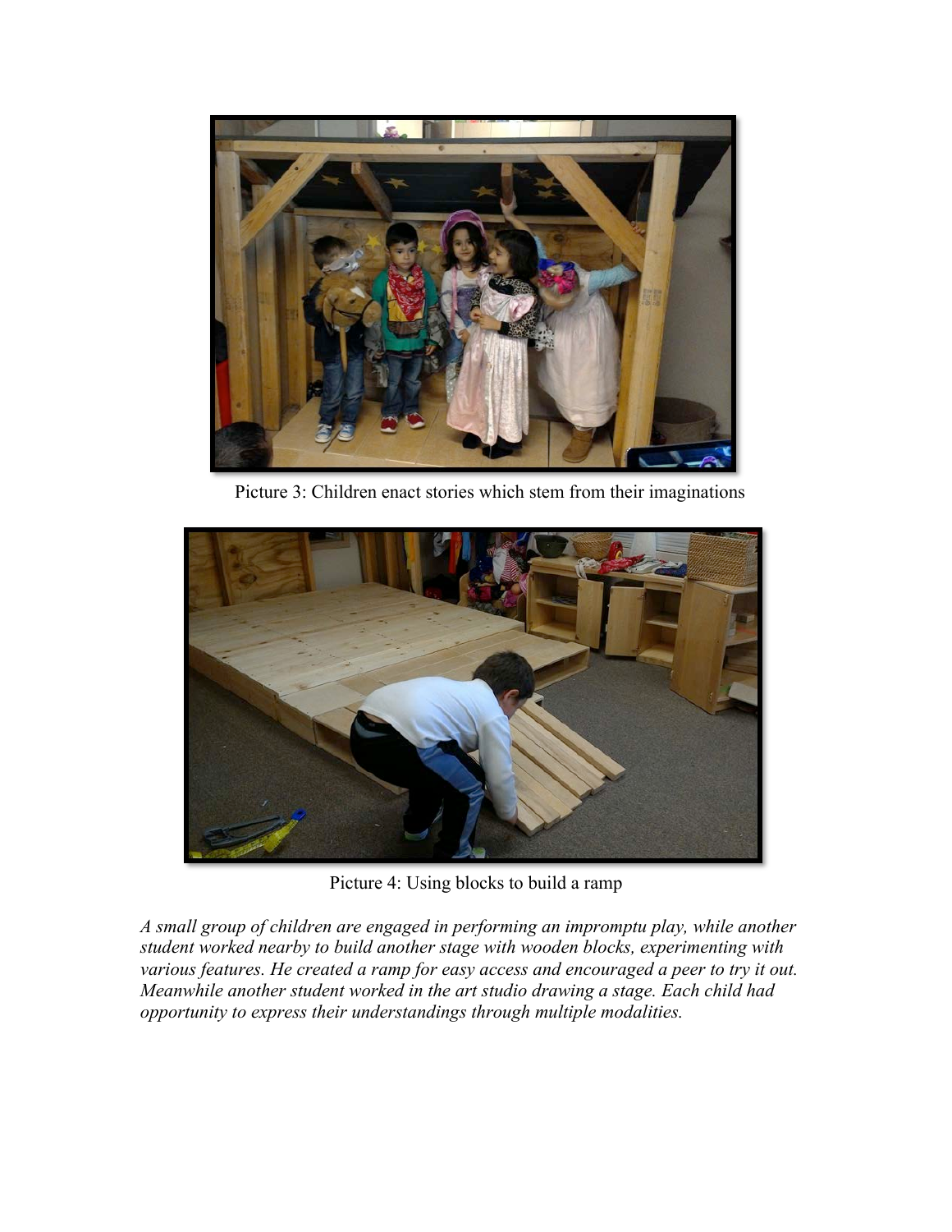Picture 3: Children enact stories which stem from their imaginations

Picture 4: Using blocks to build a ramp

*A small group of children are engaged in performing an impromptu play, while another student worked nearby to build another stage with wooden blocks, experimenting with various features. He created a ramp for easy access and encouraged a peer to try it out. Meanwhile another student worked in the art studio drawing a stage. Each child had opportunity to express their understandings through multiple modalities.*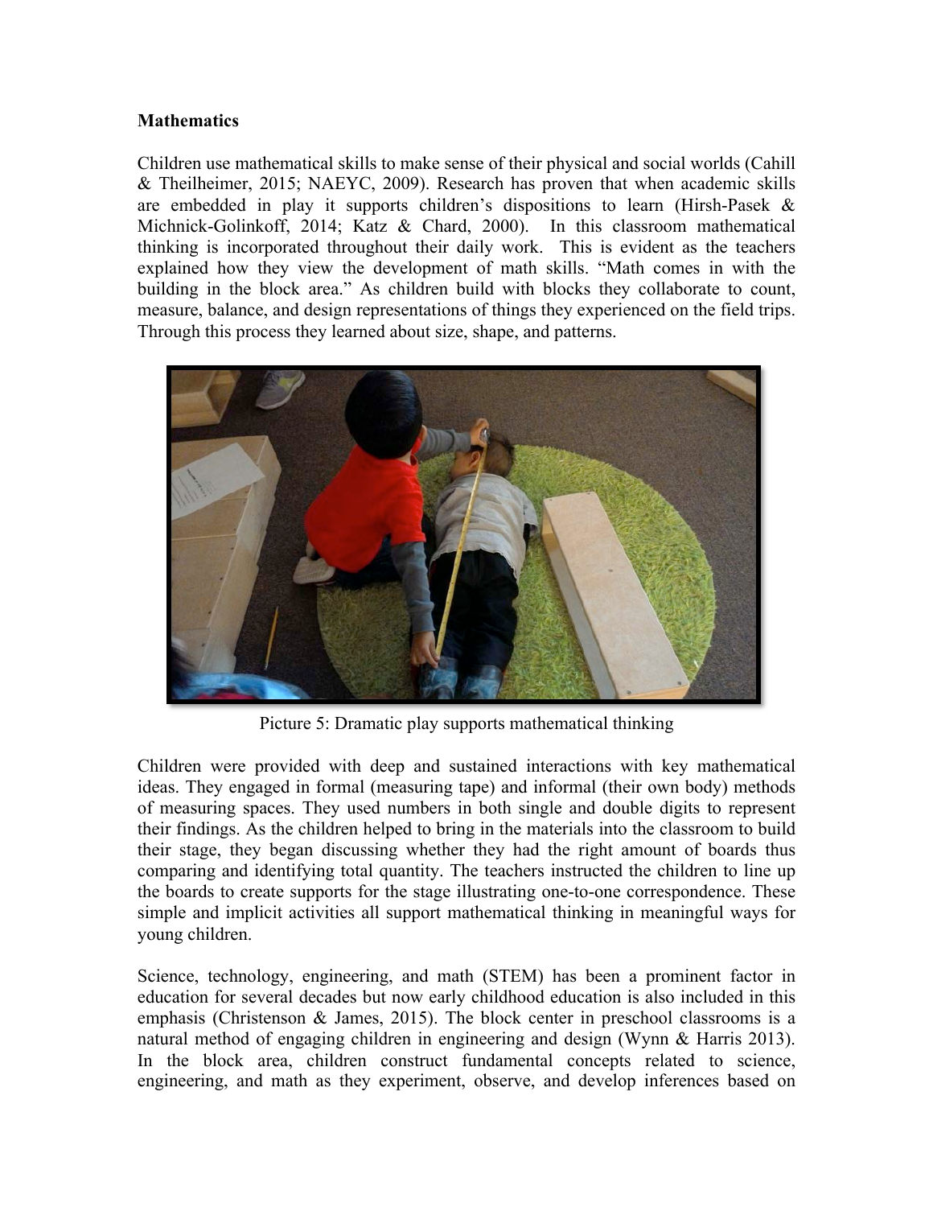**Mathematics**

Children use mathematical skills to make sense of their physical and social worlds (Cahill & Theilheimer, 2015; NAEYC, 2009). Research has proven that when academic skills are embedded in play it supports children's dispositions to learn (Hirsh-Pasek & Michnick-Golinkoff, 2014; Katz & Chard, 2000). In this classroom mathematical thinking is incorporated throughout their daily work. This is evident as the teachers explained how they view the development of math skills. "Math comes in with the building in the block area." As children build with blocks they collaborate to count, measure, balance, and design representations of things they experienced on the field trips. Through this process they learned about size, shape, and patterns.

Picture 5: Dramatic play supports mathematical thinking

Children were provided with deep and sustained interactions with key mathematical ideas. They engaged in formal (measuring tape) and informal (their own body) methods of measuring spaces. They used numbers in both single and double digits to represent their findings. As the children helped to bring in the materials into the classroom to build their stage, they began discussing whether they had the right amount of boards thus comparing and identifying total quantity. The teachers instructed the children to line up the boards to create supports for the stage illustrating one-to-one correspondence. These simple and implicit activities all support mathematical thinking in meaningful ways for young children.

Science, technology, engineering, and math (STEM) has been a prominent factor in education for several decades but now early childhood education is also included in this emphasis (Christenson & James, 2015). The block center in preschool classrooms is a natural method of engaging children in engineering and design (Wynn & Harris 2013). In the block area, children construct fundamental concepts related to science, engineering, and math as they experiment, observe, and develop inferences based on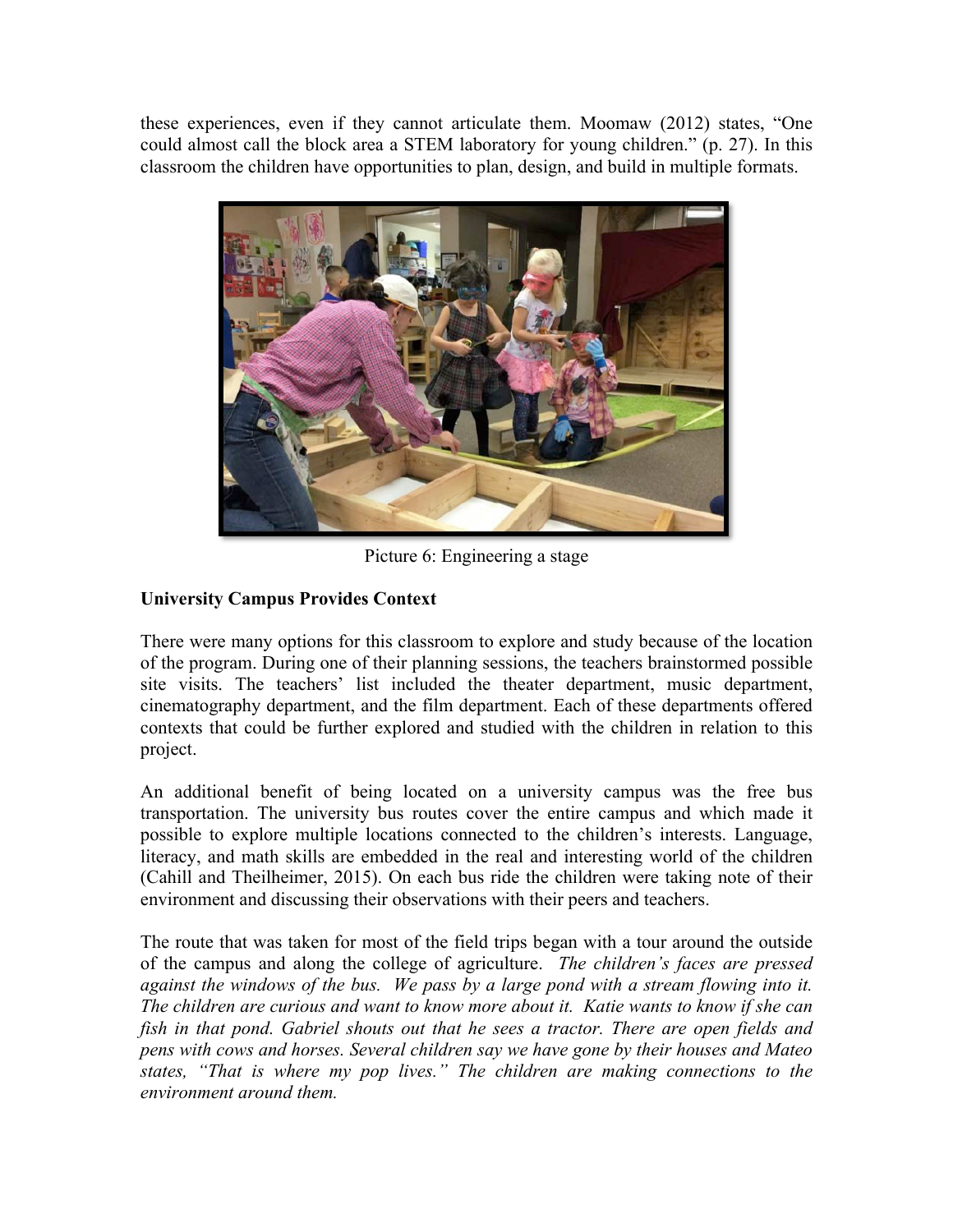these experiences, even if they cannot articulate them. Moomaw (2012) states, "One could almost call the block area a STEM laboratory for young children." (p. 27). In this classroom the children have opportunities to plan, design, and build in multiple formats.

Picture 6: Engineering a stage

**University Campus Provides Context**

There were many options for this classroom to explore and study because of the location of the program. During one of their planning sessions, the teachers brainstormed possible site visits. The teachers' list included the theater department, music department, cinematography department, and the film department. Each of these departments offered contexts that could be further explored and studied with the children in relation to this project.

An additional benefit of being located on a university campus was the free bus transportation. The university bus routes cover the entire campus and which made it possible to explore multiple locations connected to the children's interests. Language, literacy, and math skills are embedded in the real and interesting world of the children (Cahill and Theilheimer, 2015). On each bus ride the children were taking note of their environment and discussing their observations with their peers and teachers.

The route that was taken for most of the field trips began with a tour around the outside of the campus and along the college of agriculture. *The children's faces are pressed against the windows of the bus. We pass by a large pond with a stream flowing into it. The children are curious and want to know more about it. Katie wants to know if she can fish in that pond. Gabriel shouts out that he sees a tractor. There are open fields and pens with cows and horses. Several children say we have gone by their houses and Mateo states, "That is where my pop lives." The children are making connections to the environment around them.*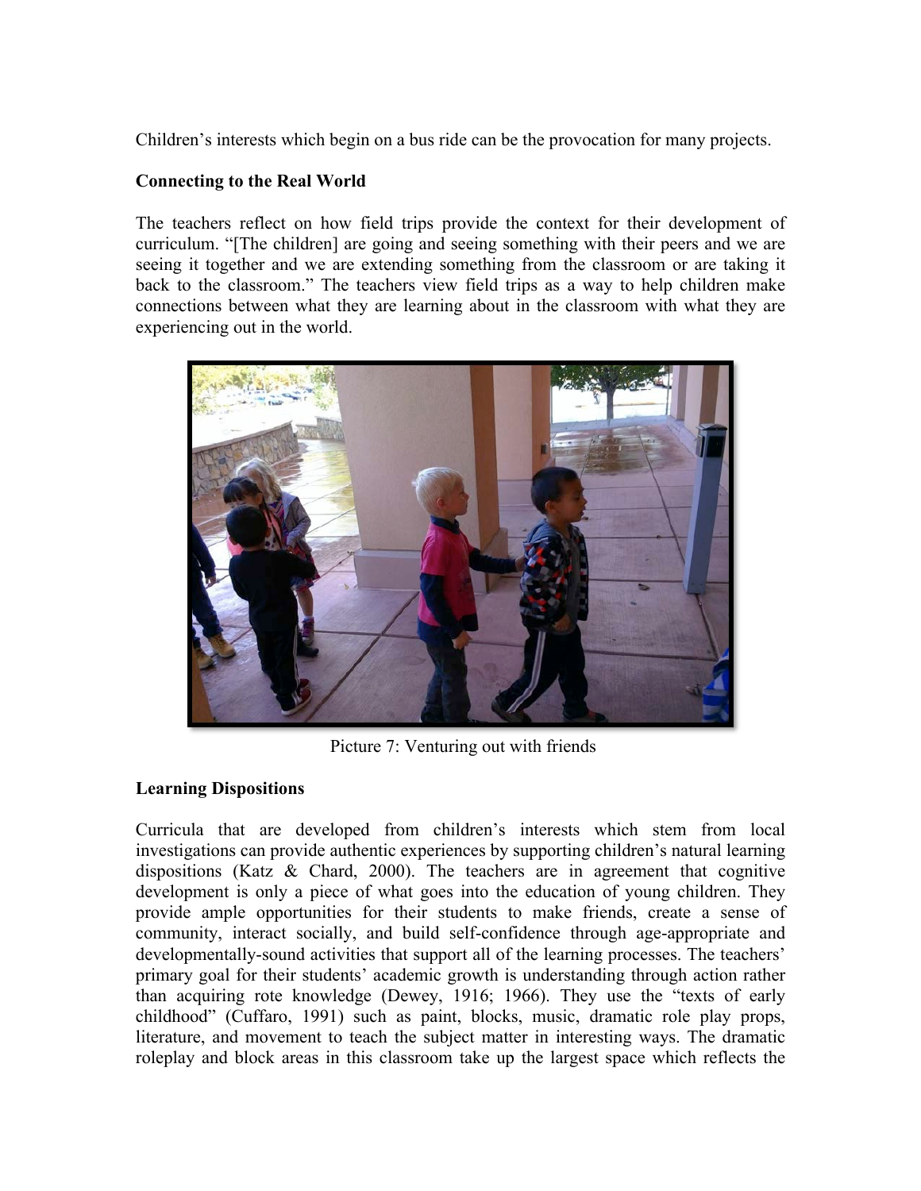Children's interests which begin on a bus ride can be the provocation for many projects.

**Connecting to the Real World**

The teachers reflect on how field trips provide the context for their development of curriculum. "[The children] are going and seeing something with their peers and we are seeing it together and we are extending something from the classroom or are taking it back to the classroom." The teachers view field trips as a way to help children make connections between what they are learning about in the classroom with what they are experiencing out in the world.

Picture 7: Venturing out with friends

**Learning Dispositions**

Curricula that are developed from children's interests which stem from local investigations can provide authentic experiences by supporting children's natural learning dispositions (Katz & Chard, 2000). The teachers are in agreement that cognitive development is only a piece of what goes into the education of young children. They provide ample opportunities for their students to make friends, create a sense of community, interact socially, and build self-confidence through age-appropriate and developmentally-sound activities that support all of the learning processes. The teachers' primary goal for their students' academic growth is understanding through action rather than acquiring rote knowledge (Dewey, 1916; 1966). They use the "texts of early childhood" (Cuffaro, 1991) such as paint, blocks, music, dramatic role play props, literature, and movement to teach the subject matter in interesting ways. The dramatic roleplay and block areas in this classroom take up the largest space which reflects the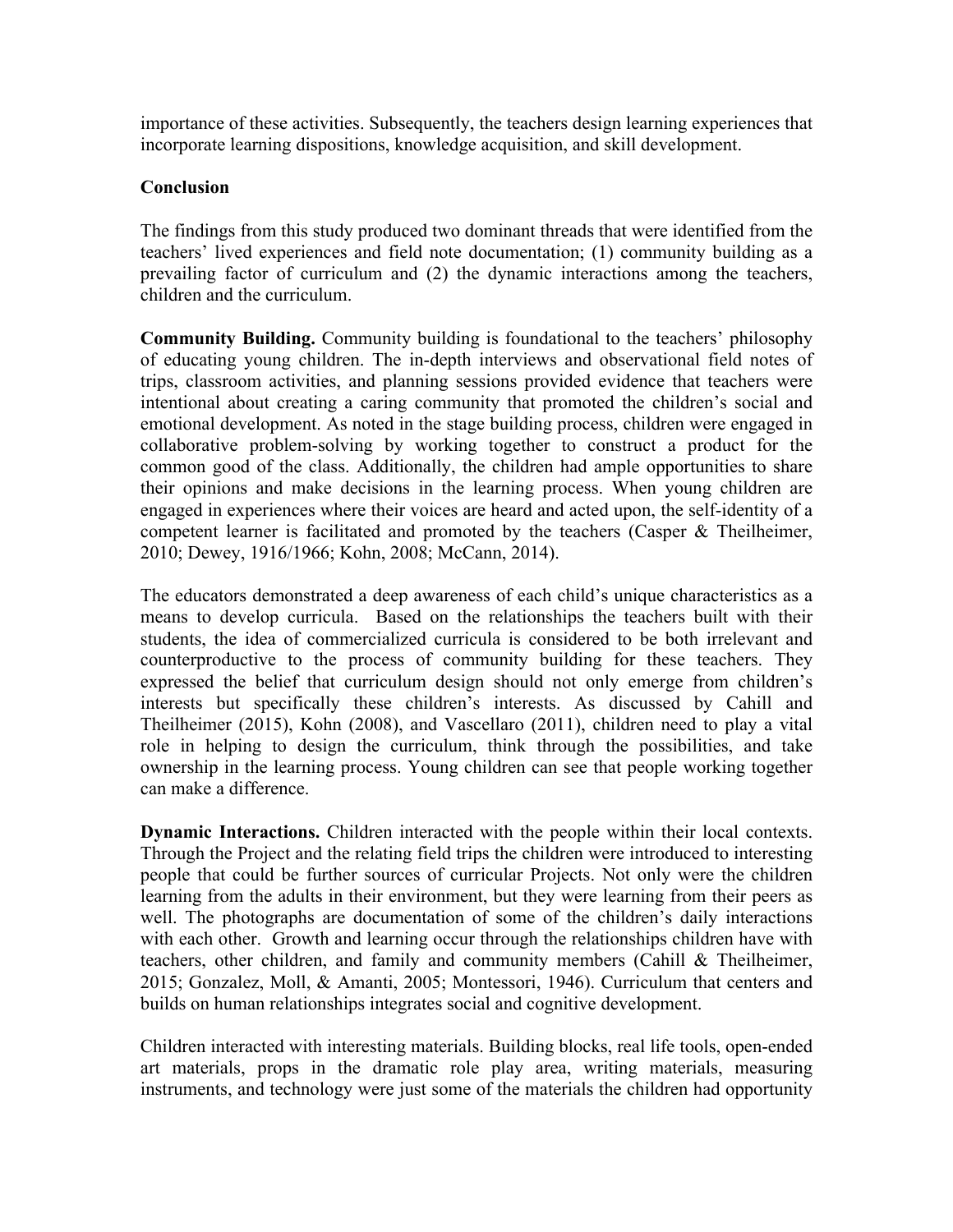importance of these activities. Subsequently, the teachers design learning experiences that incorporate learning dispositions, knowledge acquisition, and skill development.

## Conclusion

The findings from this study produced two dominant threads that were identified from the teachers' lived experiences and field note documentation; (1) community building as a prevailing factor of curriculum and (2) the dynamic interactions among the teachers, children and the curriculum.

**Community Building.** Community building is foundational to the teachers' philosophy of educating young children. The in-depth interviews and observational field notes of trips, classroom activities, and planning sessions provided evidence that teachers were intentional about creating a caring community that promoted the children's social and emotional development. As noted in the stage building process, children were engaged in collaborative problem-solving by working together to construct a product for the common good of the class. Additionally, the children had ample opportunities to share their opinions and make decisions in the learning process. When young children are engaged in experiences where their voices are heard and acted upon, the self-identity of a competent learner is facilitated and promoted by the teachers (Casper & Theilheimer, 2010; Dewey, 1916/1966; Kohn, 2008; McCann, 2014).

The educators demonstrated a deep awareness of each child's unique characteristics as a means to develop curricula. Based on the relationships the teachers built with their students, the idea of commercialized curricula is considered to be both irrelevant and counterproductive to the process of community building for these teachers. They expressed the belief that curriculum design should not only emerge from children's interests but specifically these children's interests. As discussed by Cahill and Theilheimer (2015), Kohn (2008), and Vascellaro (2011), children need to play a vital role in helping to design the curriculum, think through the possibilities, and take ownership in the learning process. Young children can see that people working together can make a difference.

**Dynamic Interactions.** Children interacted with the people within their local contexts. Through the Project and the relating field trips the children were introduced to interesting people that could be further sources of curricular Projects. Not only were the children learning from the adults in their environment, but they were learning from their peers as well. The photographs are documentation of some of the children's daily interactions with each other. Growth and learning occur through the relationships children have with teachers, other children, and family and community members (Cahill & Theilheimer, 2015; Gonzalez, Moll, & Amanti, 2005; Montessori, 1946). Curriculum that centers and builds on human relationships integrates social and cognitive development.

Children interacted with interesting materials. Building blocks, real life tools, open-ended art materials, props in the dramatic role play area, writing materials, measuring instruments, and technology were just some of the materials the children had opportunity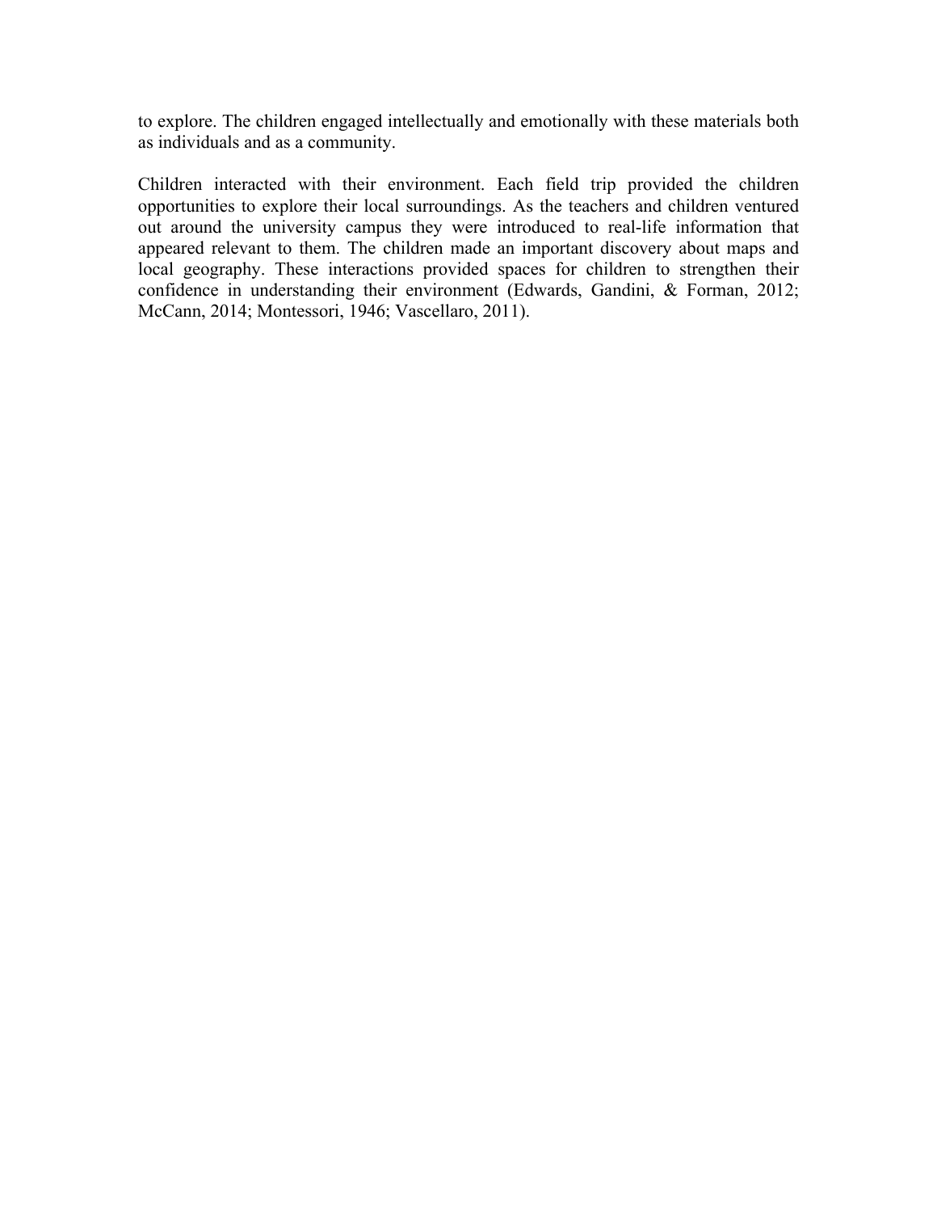to explore. The children engaged intellectually and emotionally with these materials both as individuals and as a community.

Children interacted with their environment. Each field trip provided the children opportunities to explore their local surroundings. As the teachers and children ventured out around the university campus they were introduced to real-life information that appeared relevant to them. The children made an important discovery about maps and local geography. These interactions provided spaces for children to strengthen their confidence in understanding their environment (Edwards, Gandini, & Forman, 2012; McCann, 2014; Montessori, 1946; Vascellaro, 2011).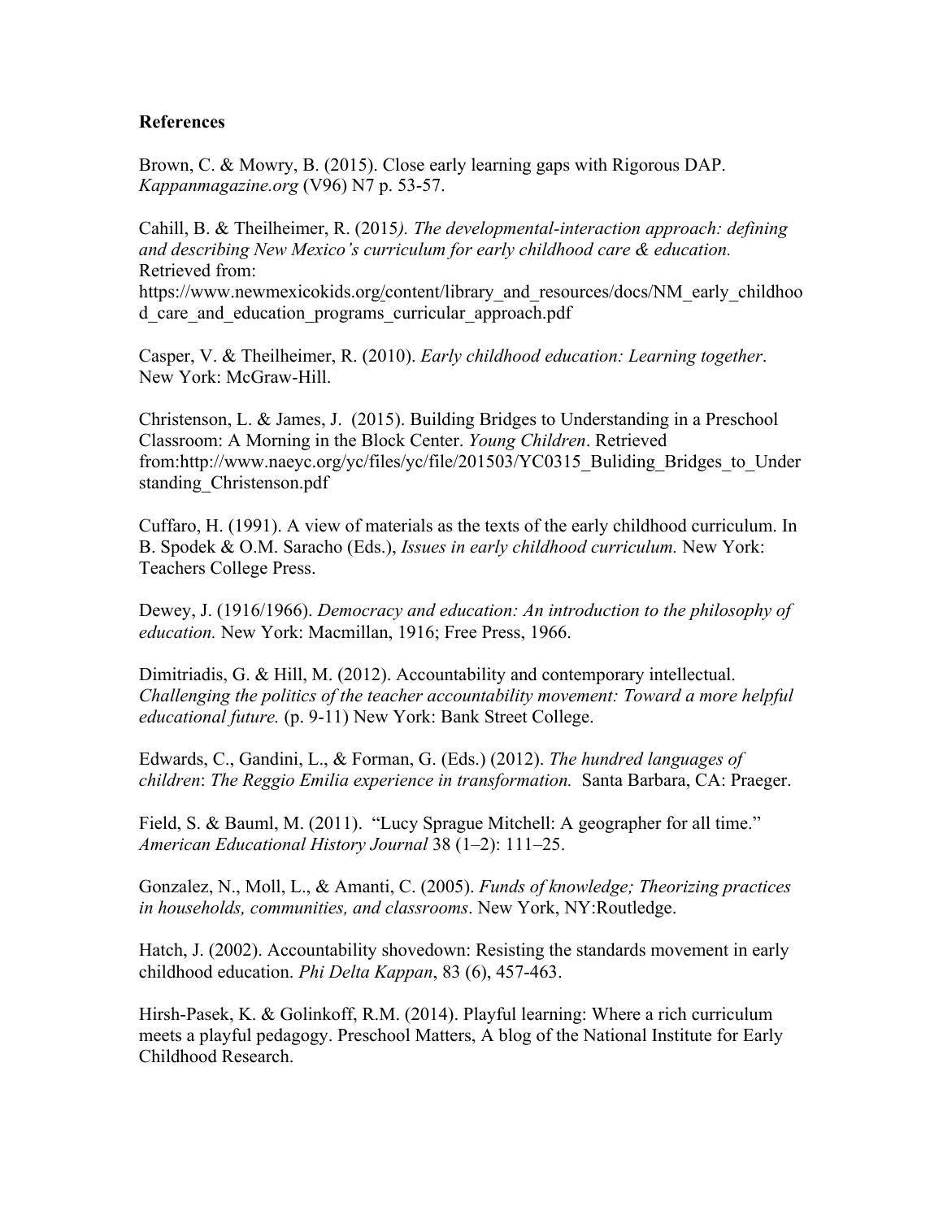**References**

Brown, C. & Mowry, B. (2015). Close early learning gaps with Rigorous DAP. *Kappanmagazine.org* (V96) N7 p. 53-57.

Cahill, B. & Theilheimer, R. (2015*). The developmental-interaction approach: defining and describing New Mexico's curriculum for early childhood care & education.* Retrieved from: https://www.newmexicokids.org/content/library_and_resources/docs/NM_early_childhood_care_and_education_programs_curricular_approach.pdf

Casper, V. & Theilheimer, R. (2010). *Early childhood education: Learning together*. New York: McGraw-Hill.

Christenson, L. & James, J. (2015). Building Bridges to Understanding in a Preschool Classroom: A Morning in the Block Center. *Young Children*. Retrieved from:http://www.naeyc.org/yc/files/yc/file/201503/YC0315_Buliding_Bridges_to_Understanding_Christenson.pdf

Cuffaro, H. (1991). A view of materials as the texts of the early childhood curriculum. In B. Spodek & O.M. Saracho (Eds.), *Issues in early childhood curriculum.* New York: Teachers College Press.

Dewey, J. (1916/1966). *Democracy and education: An introduction to the philosophy of education.* New York: Macmillan, 1916; Free Press, 1966.

Dimitriadis, G. & Hill, M. (2012). Accountability and contemporary intellectual. *Challenging the politics of the teacher accountability movement: Toward a more helpful educational future.* (p. 9-11) New York: Bank Street College.

Edwards, C., Gandini, L., & Forman, G. (Eds.) (2012). *The hundred languages of children*: *The Reggio Emilia experience in transformation.* Santa Barbara, CA: Praeger.

Field, S. & Bauml, M. (2011). "Lucy Sprague Mitchell: A geographer for all time." *American Educational History Journal* 38 (1–2): 111–25.

Gonzalez, N., Moll, L., & Amanti, C. (2005). *Funds of knowledge; Theorizing practices in households, communities, and classrooms*. New York, NY:Routledge.

Hatch, J. (2002). Accountability shovedown: Resisting the standards movement in early childhood education. *Phi Delta Kappan*, 83 (6), 457-463.

Hirsh-Pasek, K. & Golinkoff, R.M. (2014). Playful learning: Where a rich curriculum meets a playful pedagogy. Preschool Matters, A blog of the National Institute for Early Childhood Research.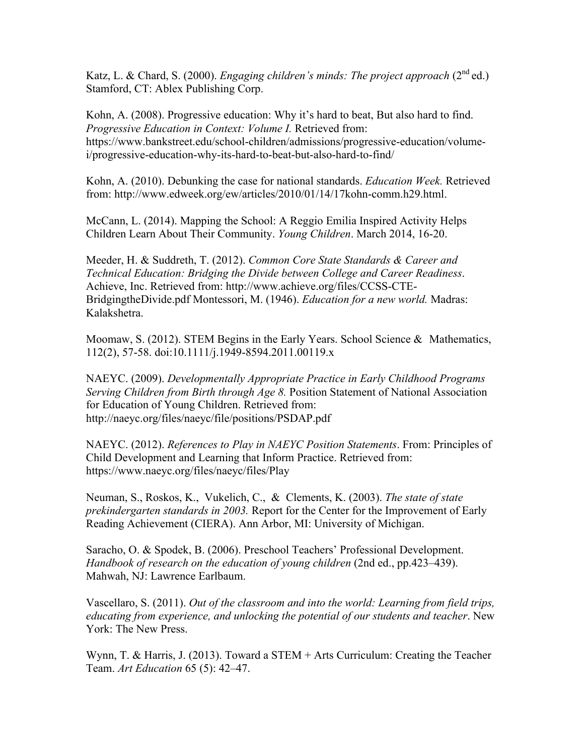Katz, L. & Chard, S. (2000). *Engaging children's minds: The project approach* (2nd ed.) Stamford, CT: Ablex Publishing Corp.

Kohn, A. (2008). Progressive education: Why it's hard to beat, But also hard to find. *Progressive Education in Context: Volume I.* Retrieved from: https://www.bankstreet.edu/school-children/admissions/progressive-education/volume-i/progressive-education-why-its-hard-to-beat-but-also-hard-to-find/

Kohn, A. (2010). Debunking the case for national standards. *Education Week.* Retrieved from: http://www.edweek.org/ew/articles/2010/01/14/17kohn-comm.h29.html.

McCann, L. (2014). Mapping the School: A Reggio Emilia Inspired Activity Helps Children Learn About Their Community. *Young Children*. March 2014, 16-20.

Meeder, H. & Suddreth, T. (2012). *Common Core State Standards & Career and Technical Education: Bridging the Divide between College and Career Readiness*. Achieve, Inc. Retrieved from: http://www.achieve.org/files/CCSS-CTE-BridgingtheDivide.pdf Montessori, M. (1946). *Education for a new world.* Madras: Kalakshetra.

Moomaw, S. (2012). STEM Begins in the Early Years. School Science & Mathematics, 112(2), 57-58. doi:10.1111/j.1949-8594.2011.00119.x

NAEYC. (2009). *Developmentally Appropriate Practice in Early Childhood Programs Serving Children from Birth through Age 8.* Position Statement of National Association for Education of Young Children. Retrieved from: http://naeyc.org/files/naeyc/file/positions/PSDAP.pdf

NAEYC. (2012). *References to Play in NAEYC Position Statements*. From: Principles of Child Development and Learning that Inform Practice. Retrieved from: https://www.naeyc.org/files/naeyc/files/Play

Neuman, S., Roskos, K., Vukelich, C., & Clements, K. (2003). *The state of state prekindergarten standards in 2003.* Report for the Center for the Improvement of Early Reading Achievement (CIERA). Ann Arbor, MI: University of Michigan.

Saracho, O. & Spodek, B. (2006). Preschool Teachers' Professional Development. *Handbook of research on the education of young children* (2nd ed., pp.423–439). Mahwah, NJ: Lawrence Earlbaum.

Vascellaro, S. (2011). *Out of the classroom and into the world: Learning from field trips, educating from experience, and unlocking the potential of our students and teacher*. New York: The New Press.

Wynn, T. & Harris, J. (2013). Toward a STEM + Arts Curriculum: Creating the Teacher Team. *Art Education* 65 (5): 42–47.